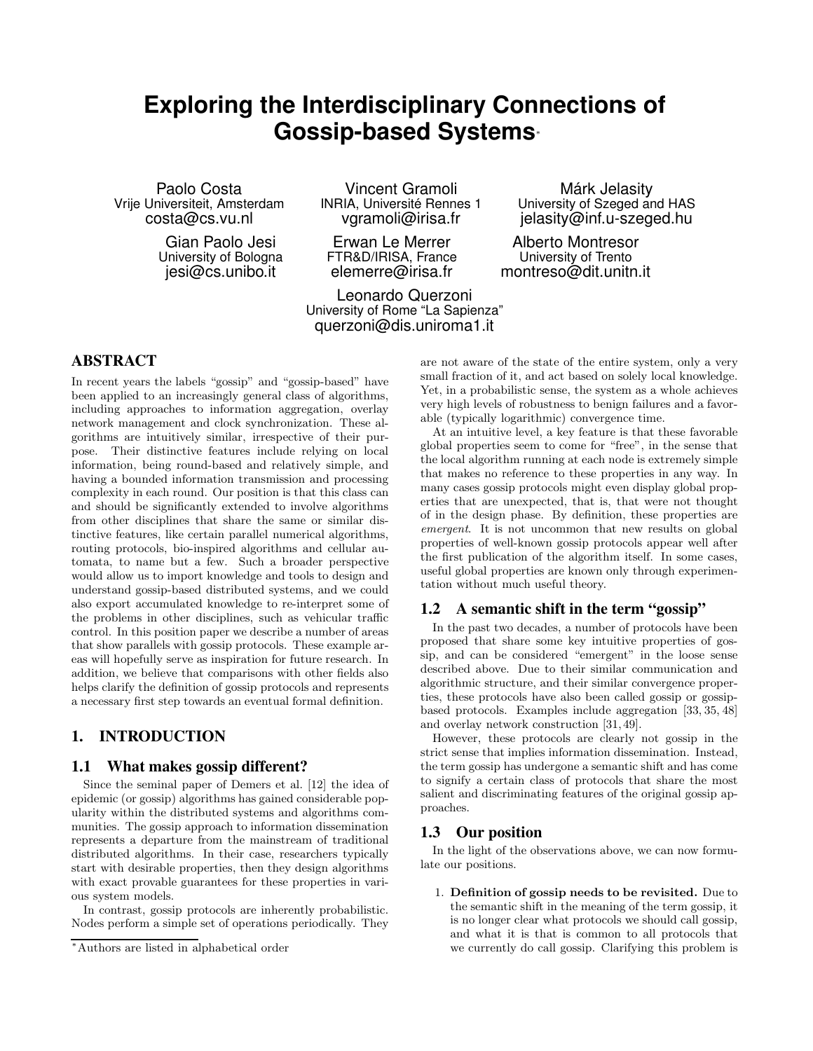# Exploring the Interdisciplinary Connections of Gossip-based Systems*

Paolo Costa
Vrije Universiteit, Amsterdam
costa@cs.vu.nl

Vincent Gramoli
INRIA, Université Rennes 1
vgramoli@irisa.fr

Márk Jelasity
University of Szeged and HAS
jelasity@inf.u-szeged.hu

Gian Paolo Jesi
University of Bologna
jesi@cs.unibo.it

Erwan Le Merrer
FTR&D/IRISA, France
elemerre@irisa.fr

Alberto Montresor
University of Trento
montreso@dit.unitn.it

Leonardo Querzoni
University of Rome "La Sapienza"
querzoni@dis.uniroma1.it

## ABSTRACT

In recent years the labels "gossip" and "gossip-based" have been applied to an increasingly general class of algorithms, including approaches to information aggregation, overlay network management and clock synchronization. These algorithms are intuitively similar, irrespective of their purpose. Their distinctive features include relying on local information, being round-based and relatively simple, and having a bounded information transmission and processing complexity in each round. Our position is that this class can and should be significantly extended to involve algorithms from other disciplines that share the same or similar distinctive features, like certain parallel numerical algorithms, routing protocols, bio-inspired algorithms and cellular automata, to name but a few. Such a broader perspective would allow us to import knowledge and tools to design and understand gossip-based distributed systems, and we could also export accumulated knowledge to re-interpret some of the problems in other disciplines, such as vehicular traffic control. In this position paper we describe a number of areas that show parallels with gossip protocols. These example areas will hopefully serve as inspiration for future research. In addition, we believe that comparisons with other fields also helps clarify the definition of gossip protocols and represents a necessary first step towards an eventual formal definition.

## 1. INTRODUCTION

### 1.1 What makes gossip different?

Since the seminal paper of Demers et al. [12] the idea of epidemic (or gossip) algorithms has gained considerable popularity within the distributed systems and algorithms communities. The gossip approach to information dissemination represents a departure from the mainstream of traditional distributed algorithms. In their case, researchers typically start with desirable properties, then they design algorithms with exact provable guarantees for these properties in various system models.

In contrast, gossip protocols are inherently probabilistic. Nodes perform a simple set of operations periodically. They are not aware of the state of the entire system, only a very small fraction of it, and act based on solely local knowledge. Yet, in a probabilistic sense, the system as a whole achieves very high levels of robustness to benign failures and a favorable (typically logarithmic) convergence time.

At an intuitive level, a key feature is that these favorable global properties seem to come for "free", in the sense that the local algorithm running at each node is extremely simple that makes no reference to these properties in any way. In many cases gossip protocols might even display global properties that are unexpected, that is, that were not thought of in the design phase. By definition, these properties are *emergent*. It is not uncommon that new results on global properties of well-known gossip protocols appear well after the first publication of the algorithm itself. In some cases, useful global properties are known only through experimentation without much useful theory.

### 1.2 A semantic shift in the term "gossip"

In the past two decades, a number of protocols have been proposed that share some key intuitive properties of gossip, and can be considered "emergent" in the loose sense described above. Due to their similar communication and algorithmic structure, and their similar convergence properties, these protocols have also been called gossip or gossip-based protocols. Examples include aggregation [33, 35, 48] and overlay network construction [31, 49].

However, these protocols are clearly not gossip in the strict sense that implies information dissemination. Instead, the term gossip has undergone a semantic shift and has come to signify a certain class of protocols that share the most salient and discriminating features of the original gossip approaches.

### 1.3 Our position

In the light of the observations above, we can now formulate our positions.

1. **Definition of gossip needs to be revisited.** Due to the semantic shift in the meaning of the term gossip, it is no longer clear what protocols we should call gossip, and what it is that is common to all protocols that we currently do call gossip. Clarifying this problem is

*Authors are listed in alphabetical order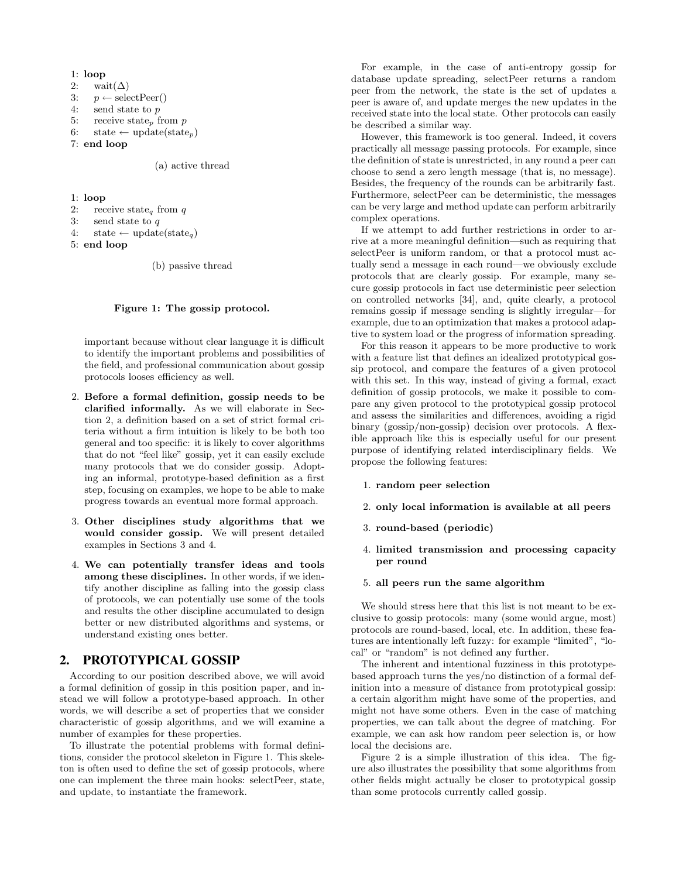```
1: loop
2:     wait(Δ)
3:     p ← selectPeer()
4:     send state to p
5:     receive state_p from p
6:     state ← update(state_p)
7: end loop
```

(a) active thread

```
1: loop
2:     receive state_q from q
3:     send state to q
4:     state ← update(state_q)
5: end loop
```

(b) passive thread

**Figure 1: The gossip protocol.**

important because without clear language it is difficult to identify the important problems and possibilities of the field, and professional communication about gossip protocols looses efficiency as well.

2. **Before a formal definition, gossip needs to be clarified informally.** As we will elaborate in Section 2, a definition based on a set of strict formal criteria without a firm intuition is likely to be both too general and too specific: it is likely to cover algorithms that do not "feel like" gossip, yet it can easily exclude many protocols that we do consider gossip. Adopting an informal, prototype-based definition as a first step, focusing on examples, we hope to be able to make progress towards an eventual more formal approach.

3. **Other disciplines study algorithms that we would consider gossip.** We will present detailed examples in Sections 3 and 4.

4. **We can potentially transfer ideas and tools among these disciplines.** In other words, if we identify another discipline as falling into the gossip class of protocols, we can potentially use some of the tools and results the other discipline accumulated to design better or new distributed algorithms and systems, or understand existing ones better.

## 2. PROTOTYPICAL GOSSIP

According to our position described above, we will avoid a formal definition of gossip in this position paper, and instead we will follow a prototype-based approach. In other words, we will describe a set of properties that we consider characteristic of gossip algorithms, and we will examine a number of examples for these properties.

To illustrate the potential problems with formal definitions, consider the protocol skeleton in Figure 1. This skeleton is often used to define the set of gossip protocols, where one can implement the three main hooks: selectPeer, state, and update, to instantiate the framework.

For example, in the case of anti-entropy gossip for database update spreading, selectPeer returns a random peer from the network, the state is the set of updates a peer is aware of, and update merges the new updates in the received state into the local state. Other protocols can easily be described a similar way.

However, this framework is too general. Indeed, it covers practically all message passing protocols. For example, since the definition of state is unrestricted, in any round a peer can choose to send a zero length message (that is, no message). Besides, the frequency of the rounds can be arbitrarily fast. Furthermore, selectPeer can be deterministic, the messages can be very large and method update can perform arbitrarily complex operations.

If we attempt to add further restrictions in order to arrive at a more meaningful definition—such as requiring that selectPeer is uniform random, or that a protocol must actually send a message in each round—we obviously exclude protocols that are clearly gossip. For example, many secure gossip protocols in fact use deterministic peer selection on controlled networks [34], and, quite clearly, a protocol remains gossip if message sending is slightly irregular—for example, due to an optimization that makes a protocol adaptive to system load or the progress of information spreading.

For this reason it appears to be more productive to work with a feature list that defines an idealized prototypical gossip protocol, and compare the features of a given protocol with this set. In this way, instead of giving a formal, exact definition of gossip protocols, we make it possible to compare any given protocol to the prototypical gossip protocol and assess the similarities and differences, avoiding a rigid binary (gossip/non-gossip) decision over protocols. A flexible approach like this is especially useful for our present purpose of identifying related interdisciplinary fields. We propose the following features:

1. **random peer selection**
2. **only local information is available at all peers**
3. **round-based (periodic)**
4. **limited transmission and processing capacity per round**
5. **all peers run the same algorithm**

We should stress here that this list is not meant to be exclusive to gossip protocols: many (some would argue, most) protocols are round-based, local, etc. In addition, these features are intentionally left fuzzy: for example "limited", "local" or "random" is not defined any further.

The inherent and intentional fuzziness in this prototype-based approach turns the yes/no distinction of a formal definition into a measure of distance from prototypical gossip: a certain algorithm might have some of the properties, and might not have some others. Even in the case of matching properties, we can talk about the degree of matching. For example, we can ask how random peer selection is, or how local the decisions are.

Figure 2 is a simple illustration of this idea. The figure also illustrates the possibility that some algorithms from other fields might actually be closer to prototypical gossip than some protocols currently called gossip.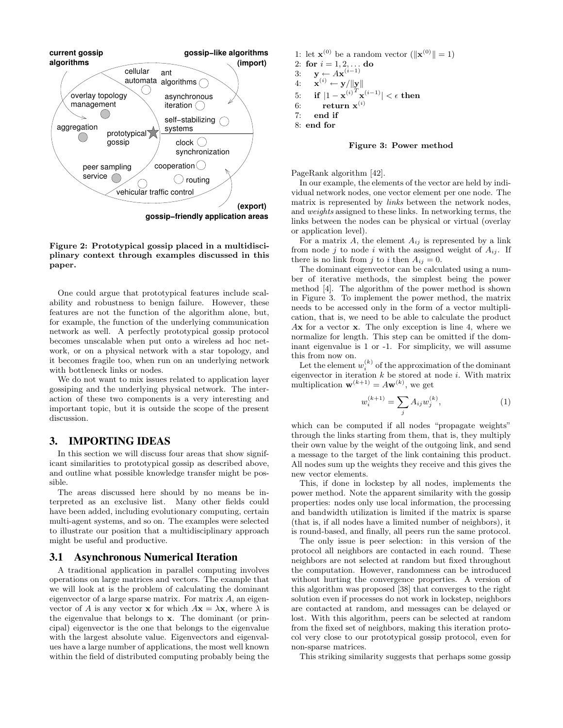Figure 2: Prototypical gossip placed in a multidisciplinary context through examples discussed in this paper.

One could argue that prototypical features include scalability and robustness to benign failure. However, these features are not the function of the algorithm alone, but, for example, the function of the underlying communication network as well. A perfectly prototypical gossip protocol becomes unscalable when put onto a wireless ad hoc network, or on a physical network with a star topology, and it becomes fragile too, when run on an underlying network with bottleneck links or nodes.

We do not want to mix issues related to application layer gossiping and the underlying physical network. The interaction of these two components is a very interesting and important topic, but it is outside the scope of the present discussion.

# 3. IMPORTING IDEAS

In this section we will discuss four areas that show significant similarities to prototypical gossip as described above, and outline what possible knowledge transfer might be possible.

The areas discussed here should by no means be interpreted as an exclusive list. Many other fields could have been added, including evolutionary computing, certain multi-agent systems, and so on. The examples were selected to illustrate our position that a multidisciplinary approach might be useful and productive.

## 3.1 Asynchronous Numerical Iteration

A traditional application in parallel computing involves operations on large matrices and vectors. The example that we will look at is the problem of calculating the dominant eigenvector of a large sparse matrix. For matrix $A$, an eigenvector of $A$ is any vector $\mathbf{x}$ for which $A\mathbf{x} = \lambda\mathbf{x}$, where $\lambda$ is the eigenvalue that belongs to $\mathbf{x}$. The dominant (or principal) eigenvector is the one that belongs to the eigenvalue with the largest absolute value. Eigenvectors and eigenvalues have a large number of applications, the most well known within the field of distributed computing probably being the PageRank algorithm [42].

```
1: let x^(0) be a random vector (||x^(0)|| = 1)
2: for i = 1, 2, ... do
3:    y ← Ax^(i-1)
4:    x^(i) ← y/||y||
5:    if |1 - x^(i)T x^(i-1)| < ε then
6:       return x^(i)
7:    end if
8: end for
```

**Figure 3: Power method**

In our example, the elements of the vector are held by individual network nodes, one vector element per one node. The matrix is represented by *links* between the network nodes, and *weights* assigned to these links. In networking terms, the links between the nodes can be physical or virtual (overlay or application level).

For a matrix $A$, the element $A_{ij}$ is represented by a link from node $j$ to node $i$ with the assigned weight of $A_{ij}$. If there is no link from $j$ to $i$ then $A_{ij} = 0$.

The dominant eigenvector can be calculated using a number of iterative methods, the simplest being the power method [4]. The algorithm of the power method is shown in Figure 3. To implement the power method, the matrix needs to be accessed only in the form of a vector multiplication, that is, we need to be able to calculate the product $A\mathbf{x}$ for a vector $\mathbf{x}$. The only exception is line 4, where we normalize for length. This step can be omitted if the dominant eigenvalue is 1 or -1. For simplicity, we will assume this from now on.

Let the element $w_i^{(k)}$ of the approximation of the dominant eigenvector in iteration $k$ be stored at node $i$. With matrix multiplication $\mathbf{w}^{(k+1)} = A\mathbf{w}^{(k)}$, we get

$$w_i^{(k+1)} = \sum_j A_{ij} w_j^{(k)}, \tag{1}$$

which can be computed if all nodes "propagate weights" through the links starting from them, that is, they multiply their own value by the weight of the outgoing link, and send a message to the target of the link containing this product. All nodes sum up the weights they receive and this gives the new vector elements.

This, if done in lockstep by all nodes, implements the power method. Note the apparent similarity with the gossip properties: nodes only use local information, the processing and bandwidth utilization is limited if the matrix is sparse (that is, if all nodes have a limited number of neighbors), it is round-based, and finally, all peers run the same protocol.

The only issue is peer selection: in this version of the protocol all neighbors are contacted in each round. These neighbors are not selected at random but fixed throughout the computation. However, randomness can be introduced without hurting the convergence properties. A version of this algorithm was proposed [38] that converges to the right solution even if processes do not work in lockstep, neighbors are contacted at random, and messages can be delayed or lost. With this algorithm, peers can be selected at random from the fixed set of neighbors, making this iteration protocol very close to our prototypical gossip protocol, even for non-sparse matrices.

This striking similarity suggests that perhaps some gossip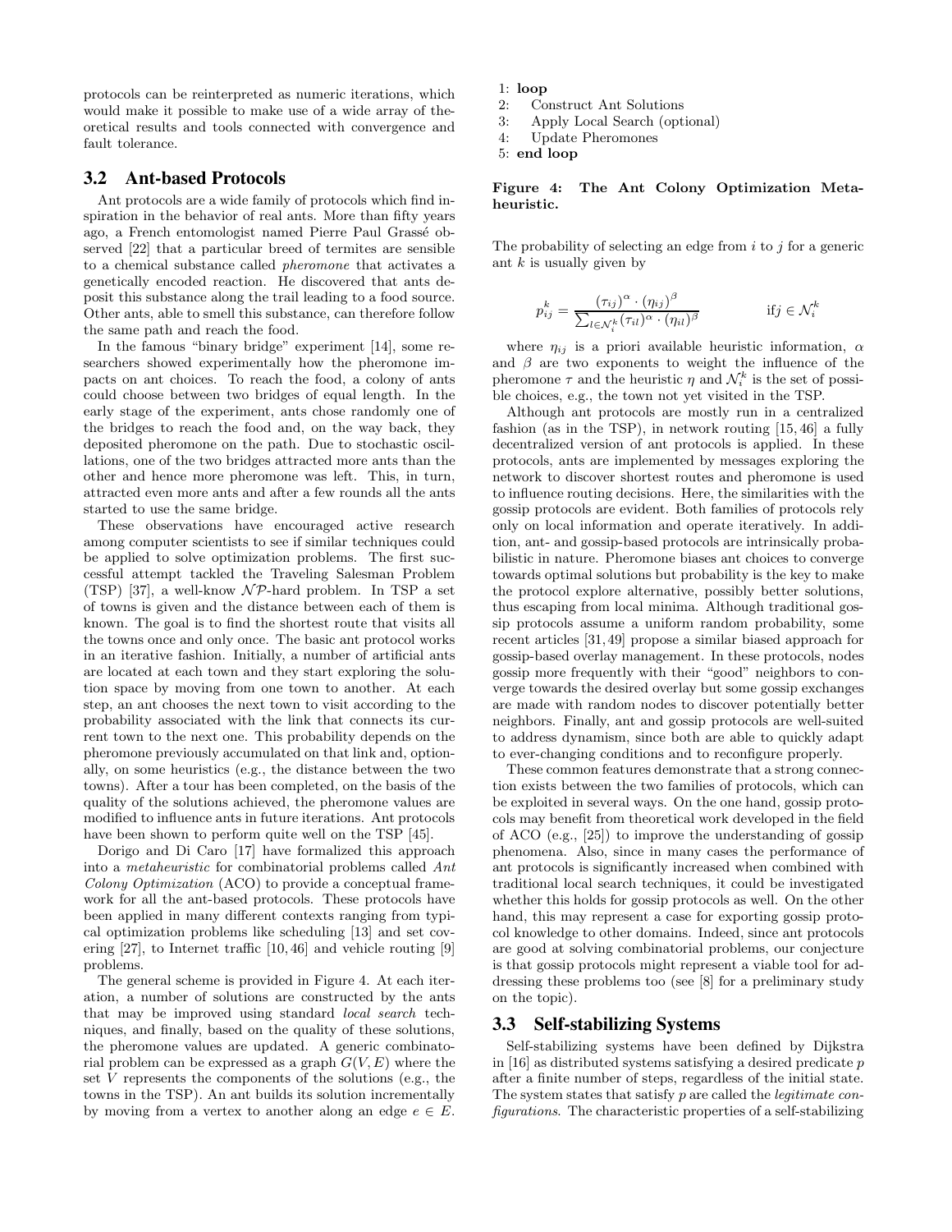protocols can be reinterpreted as numeric iterations, which would make it possible to make use of a wide array of theoretical results and tools connected with convergence and fault tolerance.

## 3.2 Ant-based Protocols

Ant protocols are a wide family of protocols which find inspiration in the behavior of real ants. More than fifty years ago, a French entomologist named Pierre Paul Grassé observed [22] that a particular breed of termites are sensible to a chemical substance called *pheromone* that activates a genetically encoded reaction. He discovered that ants deposit this substance along the trail leading to a food source. Other ants, able to smell this substance, can therefore follow the same path and reach the food.

In the famous "binary bridge" experiment [14], some researchers showed experimentally how the pheromone impacts on ant choices. To reach the food, a colony of ants could choose between two bridges of equal length. In the early stage of the experiment, ants chose randomly one of the bridges to reach the food and, on the way back, they deposited pheromone on the path. Due to stochastic oscillations, one of the two bridges attracted more ants than the other and hence more pheromone was left. This, in turn, attracted even more ants and after a few rounds all the ants started to use the same bridge.

These observations have encouraged active research among computer scientists to see if similar techniques could be applied to solve optimization problems. The first successful attempt tackled the Traveling Salesman Problem (TSP) [37], a well-know $\mathcal{NP}$-hard problem. In TSP a set of towns is given and the distance between each of them is known. The goal is to find the shortest route that visits all the towns once and only once. The basic ant protocol works in an iterative fashion. Initially, a number of artificial ants are located at each town and they start exploring the solution space by moving from one town to another. At each step, an ant chooses the next town to visit according to the probability associated with the link that connects its current town to the next one. This probability depends on the pheromone previously accumulated on that link and, optionally, on some heuristics (e.g., the distance between the two towns). After a tour has been completed, on the basis of the quality of the solutions achieved, the pheromone values are modified to influence ants in future iterations. Ant protocols have been shown to perform quite well on the TSP [45].

Dorigo and Di Caro [17] have formalized this approach into a *metaheuristic* for combinatorial problems called *Ant Colony Optimization* (ACO) to provide a conceptual framework for all the ant-based protocols. These protocols have been applied in many different contexts ranging from typical optimization problems like scheduling [13] and set covering [27], to Internet traffic [10, 46] and vehicle routing [9] problems.

The general scheme is provided in Figure 4. At each iteration, a number of solutions are constructed by the ants that may be improved using standard *local search* techniques, and finally, based on the quality of these solutions, the pheromone values are updated. A generic combinatorial problem can be expressed as a graph $G(V, E)$ where the set $V$ represents the components of the solutions (e.g., the towns in the TSP). An ant builds its solution incrementally by moving from a vertex to another along an edge $e \in E$.

```
1: loop
2:     Construct Ant Solutions
3:     Apply Local Search (optional)
4:     Update Pheromones
5: end loop
```

**Figure 4: The Ant Colony Optimization Metaheuristic.**

The probability of selecting an edge from $i$ to $j$ for a generic ant $k$ is usually given by

$$p_{ij}^{k} = \frac{(\tau_{ij})^{\alpha} \cdot (\eta_{ij})^{\beta}}{\sum_{l \in \mathcal{N}_i^k} (\tau_{il})^{\alpha} \cdot (\eta_{il})^{\beta}} \qquad \text{if} j \in \mathcal{N}_i^k$$

where $\eta_{ij}$ is a priori available heuristic information, $\alpha$ and $\beta$ are two exponents to weight the influence of the pheromone $\tau$ and the heuristic $\eta$ and $\mathcal{N}_i^k$ is the set of possible choices, e.g., the town not yet visited in the TSP.

Although ant protocols are mostly run in a centralized fashion (as in the TSP), in network routing [15, 46] a fully decentralized version of ant protocols is applied. In these protocols, ants are implemented by messages exploring the network to discover shortest routes and pheromone is used to influence routing decisions. Here, the similarities with the gossip protocols are evident. Both families of protocols rely only on local information and operate iteratively. In addition, ant- and gossip-based protocols are intrinsically probabilistic in nature. Pheromone biases ant choices to converge towards optimal solutions but probability is the key to make the protocol explore alternative, possibly better solutions, thus escaping from local minima. Although traditional gossip protocols assume a uniform random probability, some recent articles [31, 49] propose a similar biased approach for gossip-based overlay management. In these protocols, nodes gossip more frequently with their "good" neighbors to converge towards the desired overlay but some gossip exchanges are made with random nodes to discover potentially better neighbors. Finally, ant and gossip protocols are well-suited to address dynamism, since both are able to quickly adapt to ever-changing conditions and to reconfigure properly.

These common features demonstrate that a strong connection exists between the two families of protocols, which can be exploited in several ways. On the one hand, gossip protocols may benefit from theoretical work developed in the field of ACO (e.g., [25]) to improve the understanding of gossip phenomena. Also, since in many cases the performance of ant protocols is significantly increased when combined with traditional local search techniques, it could be investigated whether this holds for gossip protocols as well. On the other hand, this may represent a case for exporting gossip protocol knowledge to other domains. Indeed, since ant protocols are good at solving combinatorial problems, our conjecture is that gossip protocols might represent a viable tool for addressing these problems too (see [8] for a preliminary study on the topic).

## 3.3 Self-stabilizing Systems

Self-stabilizing systems have been defined by Dijkstra in [16] as distributed systems satisfying a desired predicate $p$ after a finite number of steps, regardless of the initial state. The system states that satisfy $p$ are called the *legitimate configurations*. The characteristic properties of a self-stabilizing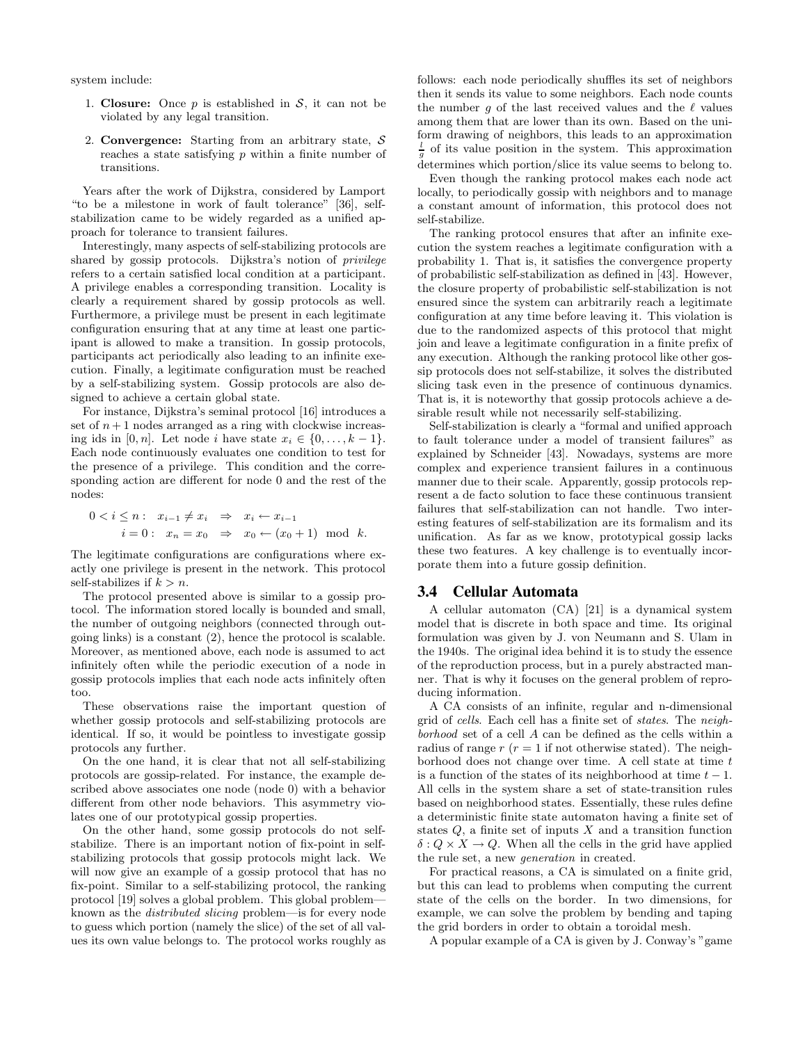system include:

1. **Closure:** Once $p$ is established in $\mathcal{S}$, it can not be violated by any legal transition.

2. **Convergence:** Starting from an arbitrary state, $\mathcal{S}$ reaches a state satisfying $p$ within a finite number of transitions.

Years after the work of Dijkstra, considered by Lamport "to be a milestone in work of fault tolerance" [36], self-stabilization came to be widely regarded as a unified approach for tolerance to transient failures.

Interestingly, many aspects of self-stabilizing protocols are shared by gossip protocols. Dijkstra's notion of *privilege* refers to a certain satisfied local condition at a participant. A privilege enables a corresponding transition. Locality is clearly a requirement shared by gossip protocols as well. Furthermore, a privilege must be present in each legitimate configuration ensuring that at any time at least one participant is allowed to make a transition. In gossip protocols, participants act periodically also leading to an infinite execution. Finally, a legitimate configuration must be reached by a self-stabilizing system. Gossip protocols are also designed to achieve a certain global state.

For instance, Dijkstra's seminal protocol [16] introduces a set of $n+1$ nodes arranged as a ring with clockwise increasing ids in $[0, n]$. Let node $i$ have state $x_i \in \{0, \ldots, k-1\}$. Each node continuously evaluates one condition to test for the presence of a privilege. This condition and the corresponding action are different for node 0 and the rest of the nodes:

$$0 < i \leq n: \quad x_{i-1} \neq x_i \quad \Rightarrow \quad x_i \leftarrow x_{i-1}$$
$$i = 0: \quad x_n = x_0 \quad \Rightarrow \quad x_0 \leftarrow (x_0 + 1) \mod k.$$

The legitimate configurations are configurations where exactly one privilege is present in the network. This protocol self-stabilizes if $k > n$.

The protocol presented above is similar to a gossip protocol. The information stored locally is bounded and small, the number of outgoing neighbors (connected through outgoing links) is a constant (2), hence the protocol is scalable. Moreover, as mentioned above, each node is assumed to act infinitely often while the periodic execution of a node in gossip protocols implies that each node acts infinitely often too.

These observations raise the important question of whether gossip protocols and self-stabilizing protocols are identical. If so, it would be pointless to investigate gossip protocols any further.

On the one hand, it is clear that not all self-stabilizing protocols are gossip-related. For instance, the example described above associates one node (node 0) with a behavior different from other node behaviors. This asymmetry violates one of our prototypical gossip properties.

On the other hand, some gossip protocols do not self-stabilize. There is an important notion of fix-point in self-stabilizing protocols that gossip protocols might lack. We will now give an example of a gossip protocol that has no fix-point. Similar to a self-stabilizing protocol, the ranking protocol [19] solves a global problem. This global problem—known as the *distributed slicing* problem—is for every node to guess which portion (namely the slice) of the set of all values its own value belongs to. The protocol works roughly as follows: each node periodically shuffles its set of neighbors then it sends its value to some neighbors. Each node counts the number $g$ of the last received values and the $\ell$ values among them that are lower than its own. Based on the uniform drawing of neighbors, this leads to an approximation $\frac{l}{g}$ of its value position in the system. This approximation determines which portion/slice its value seems to belong to.

Even though the ranking protocol makes each node act locally, to periodically gossip with neighbors and to manage a constant amount of information, this protocol does not self-stabilize.

The ranking protocol ensures that after an infinite execution the system reaches a legitimate configuration with a probability 1. That is, it satisfies the convergence property of probabilistic self-stabilization as defined in [43]. However, the closure property of probabilistic self-stabilization is not ensured since the system can arbitrarily reach a legitimate configuration at any time before leaving it. This violation is due to the randomized aspects of this protocol that might join and leave a legitimate configuration in a finite prefix of any execution. Although the ranking protocol like other gossip protocols does not self-stabilize, it solves the distributed slicing task even in the presence of continuous dynamics. That is, it is noteworthy that gossip protocols achieve a desirable result while not necessarily self-stabilizing.

Self-stabilization is clearly a "formal and unified approach to fault tolerance under a model of transient failures" as explained by Schneider [43]. Nowadays, systems are more complex and experience transient failures in a continuous manner due to their scale. Apparently, gossip protocols represent a de facto solution to face these continuous transient failures that self-stabilization can not handle. Two interesting features of self-stabilization are its formalism and its unification. As far as we know, prototypical gossip lacks these two features. A key challenge is to eventually incorporate them into a future gossip definition.

### 3.4 Cellular Automata

A cellular automaton (CA) [21] is a dynamical system model that is discrete in both space and time. Its original formulation was given by J. von Neumann and S. Ulam in the 1940s. The original idea behind it is to study the essence of the reproduction process, but in a purely abstracted manner. That is why it focuses on the general problem of reproducing information.

A CA consists of an infinite, regular and n-dimensional grid of *cells*. Each cell has a finite set of *states*. The *neighborhood* set of a cell $A$ can be defined as the cells within a radius of range $r$ ($r = 1$ if not otherwise stated). The neighborhood does not change over time. A cell state at time $t$ is a function of the states of its neighborhood at time $t-1$. All cells in the system share a set of state-transition rules based on neighborhood states. Essentially, these rules define a deterministic finite state automaton having a finite set of states $Q$, a finite set of inputs $X$ and a transition function $\delta : Q \times X \rightarrow Q$. When all the cells in the grid have applied the rule set, a new *generation* in created.

For practical reasons, a CA is simulated on a finite grid, but this can lead to problems when computing the current state of the cells on the border. In two dimensions, for example, we can solve the problem by bending and taping the grid borders in order to obtain a toroidal mesh.

A popular example of a CA is given by J. Conway's "game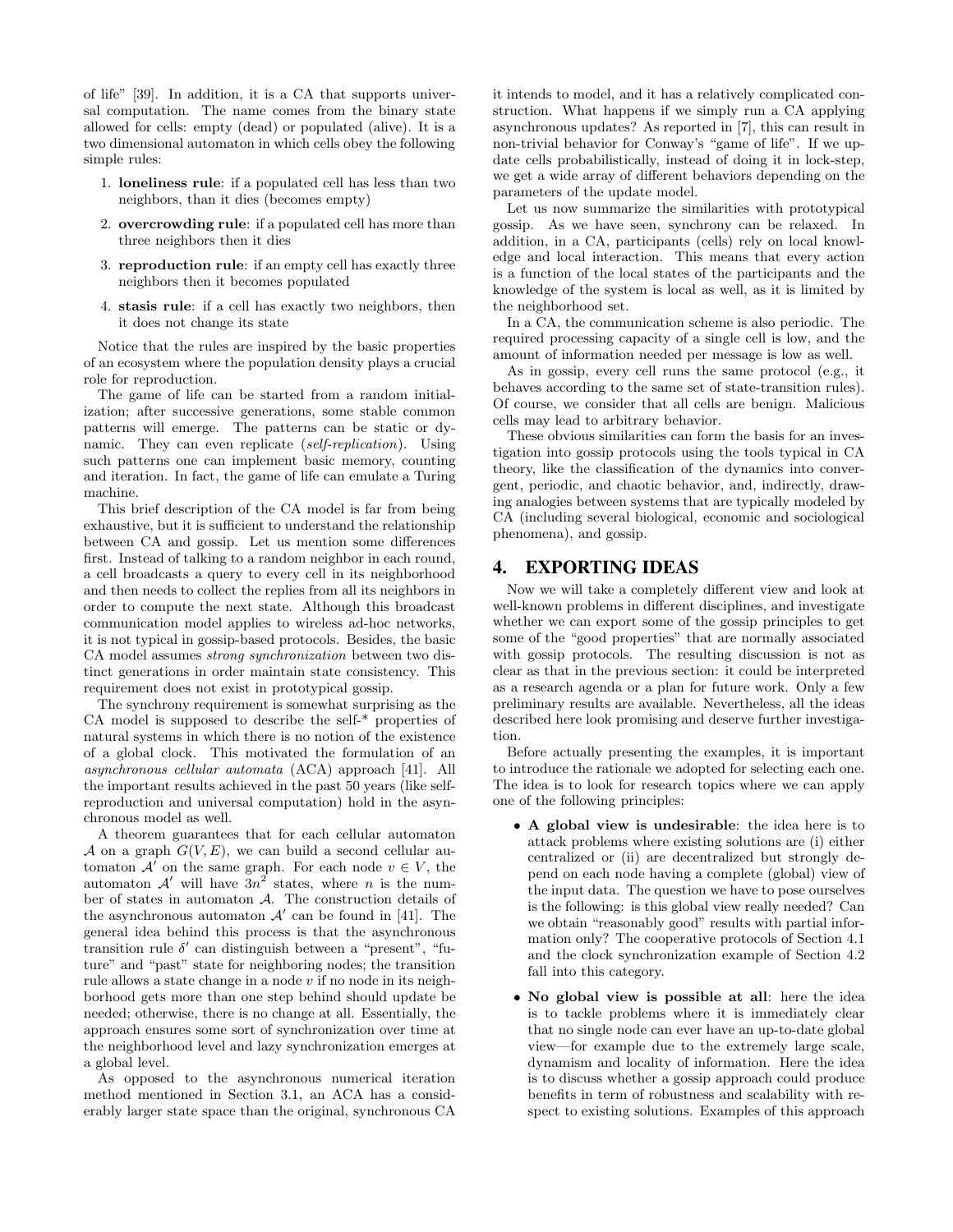of life" [39]. In addition, it is a CA that supports universal computation. The name comes from the binary state allowed for cells: empty (dead) or populated (alive). It is a two dimensional automaton in which cells obey the following simple rules:

1. **loneliness rule**: if a populated cell has less than two neighbors, than it dies (becomes empty)
2. **overcrowding rule**: if a populated cell has more than three neighbors then it dies
3. **reproduction rule**: if an empty cell has exactly three neighbors then it becomes populated
4. **stasis rule**: if a cell has exactly two neighbors, then it does not change its state

Notice that the rules are inspired by the basic properties of an ecosystem where the population density plays a crucial role for reproduction.

The game of life can be started from a random initialization; after successive generations, some stable common patterns will emerge. The patterns can be static or dynamic. They can even replicate (*self-replication*). Using such patterns one can implement basic memory, counting and iteration. In fact, the game of life can emulate a Turing machine.

This brief description of the CA model is far from being exhaustive, but it is sufficient to understand the relationship between CA and gossip. Let us mention some differences first. Instead of talking to a random neighbor in each round, a cell broadcasts a query to every cell in its neighborhood and then needs to collect the replies from all its neighbors in order to compute the next state. Although this broadcast communication model applies to wireless ad-hoc networks, it is not typical in gossip-based protocols. Besides, the basic CA model assumes *strong synchronization* between two distinct generations in order maintain state consistency. This requirement does not exist in prototypical gossip.

The synchrony requirement is somewhat surprising as the CA model is supposed to describe the self-* properties of natural systems in which there is no notion of the existence of a global clock. This motivated the formulation of an *asynchronous cellular automata* (ACA) approach [41]. All the important results achieved in the past 50 years (like self-reproduction and universal computation) hold in the asynchronous model as well.

A theorem guarantees that for each cellular automaton $\mathcal{A}$ on a graph $G(V, E)$, we can build a second cellular automaton $\mathcal{A}'$ on the same graph. For each node $v \in V$, the automaton $\mathcal{A}'$ will have $3n^2$ states, where $n$ is the number of states in automaton $\mathcal{A}$. The construction details of the asynchronous automaton $\mathcal{A}'$ can be found in [41]. The general idea behind this process is that the asynchronous transition rule $\delta'$ can distinguish between a "present", "future" and "past" state for neighboring nodes; the transition rule allows a state change in a node $v$ if no node in its neighborhood gets more than one step behind should update be needed; otherwise, there is no change at all. Essentially, the approach ensures some sort of synchronization over time at the neighborhood level and lazy synchronization emerges at a global level.

As opposed to the asynchronous numerical iteration method mentioned in Section 3.1, an ACA has a considerably larger state space than the original, synchronous CA it intends to model, and it has a relatively complicated construction. What happens if we simply run a CA applying asynchronous updates? As reported in [7], this can result in non-trivial behavior for Conway's "game of life". If we update cells probabilistically, instead of doing it in lock-step, we get a wide array of different behaviors depending on the parameters of the update model.

Let us now summarize the similarities with prototypical gossip. As we have seen, synchrony can be relaxed. In addition, in a CA, participants (cells) rely on local knowledge and local interaction. This means that every action is a function of the local states of the participants and the knowledge of the system is local as well, as it is limited by the neighborhood set.

In a CA, the communication scheme is also periodic. The required processing capacity of a single cell is low, and the amount of information needed per message is low as well.

As in gossip, every cell runs the same protocol (e.g., it behaves according to the same set of state-transition rules). Of course, we consider that all cells are benign. Malicious cells may lead to arbitrary behavior.

These obvious similarities can form the basis for an investigation into gossip protocols using the tools typical in CA theory, like the classification of the dynamics into convergent, periodic, and chaotic behavior, and, indirectly, drawing analogies between systems that are typically modeled by CA (including several biological, economic and sociological phenomena), and gossip.

## 4. EXPORTING IDEAS

Now we will take a completely different view and look at well-known problems in different disciplines, and investigate whether we can export some of the gossip principles to get some of the "good properties" that are normally associated with gossip protocols. The resulting discussion is not as clear as that in the previous section: it could be interpreted as a research agenda or a plan for future work. Only a few preliminary results are available. Nevertheless, all the ideas described here look promising and deserve further investigation.

Before actually presenting the examples, it is important to introduce the rationale we adopted for selecting each one. The idea is to look for research topics where we can apply one of the following principles:

- **A global view is undesirable**: the idea here is to attack problems where existing solutions are (i) either centralized or (ii) are decentralized but strongly depend on each node having a complete (global) view of the input data. The question we have to pose ourselves is the following: is this global view really needed? Can we obtain "reasonably good" results with partial information only? The cooperative protocols of Section 4.1 and the clock synchronization example of Section 4.2 fall into this category.
- **No global view is possible at all**: here the idea is to tackle problems where it is immediately clear that no single node can ever have an up-to-date global view—for example due to the extremely large scale, dynamism and locality of information. Here the idea is to discuss whether a gossip approach could produce benefits in term of robustness and scalability with respect to existing solutions. Examples of this approach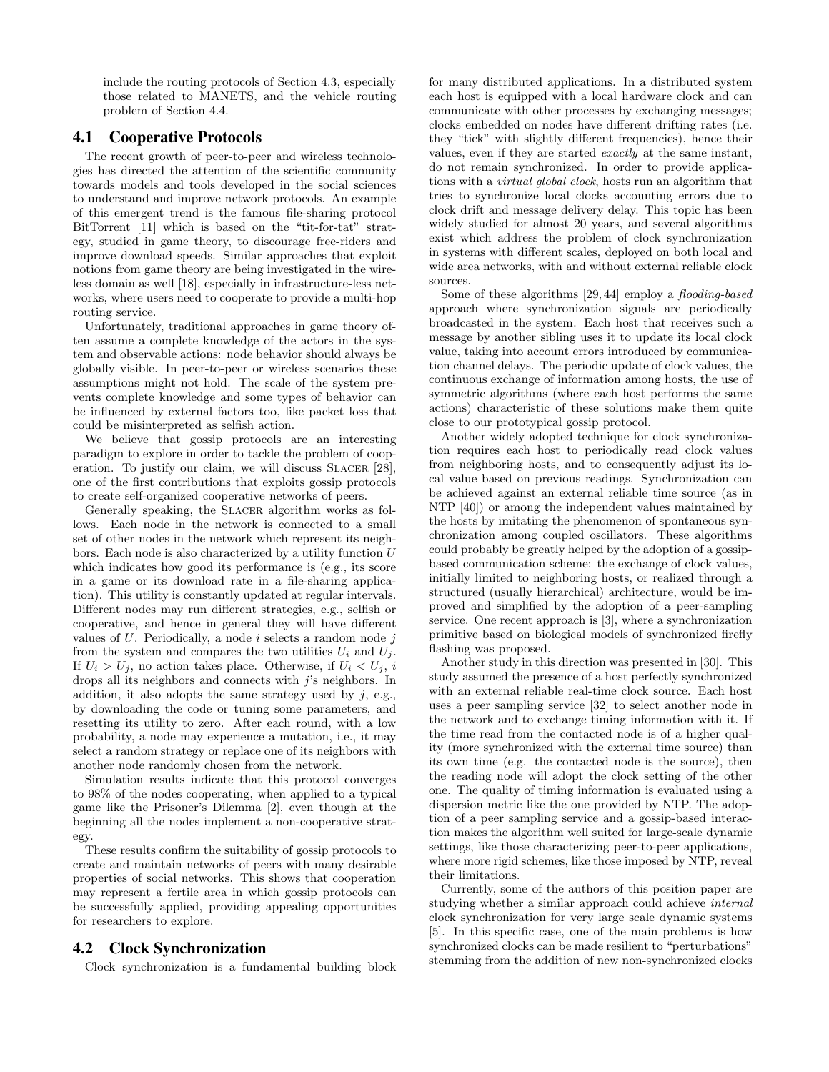include the routing protocols of Section 4.3, especially those related to MANETS, and the vehicle routing problem of Section 4.4.

## 4.1 Cooperative Protocols

The recent growth of peer-to-peer and wireless technologies has directed the attention of the scientific community towards models and tools developed in the social sciences to understand and improve network protocols. An example of this emergent trend is the famous file-sharing protocol BitTorrent [11] which is based on the "tit-for-tat" strategy, studied in game theory, to discourage free-riders and improve download speeds. Similar approaches that exploit notions from game theory are being investigated in the wireless domain as well [18], especially in infrastructure-less networks, where users need to cooperate to provide a multi-hop routing service.

Unfortunately, traditional approaches in game theory often assume a complete knowledge of the actors in the system and observable actions: node behavior should always be globally visible. In peer-to-peer or wireless scenarios these assumptions might not hold. The scale of the system prevents complete knowledge and some types of behavior can be influenced by external factors too, like packet loss that could be misinterpreted as selfish action.

We believe that gossip protocols are an interesting paradigm to explore in order to tackle the problem of cooperation. To justify our claim, we will discuss Slacer [28], one of the first contributions that exploits gossip protocols to create self-organized cooperative networks of peers.

Generally speaking, the Slacer algorithm works as follows. Each node in the network is connected to a small set of other nodes in the network which represent its neighbors. Each node is also characterized by a utility function $U$ which indicates how good its performance is (e.g., its score in a game or its download rate in a file-sharing application). This utility is constantly updated at regular intervals. Different nodes may run different strategies, e.g., selfish or cooperative, and hence in general they will have different values of $U$. Periodically, a node $i$ selects a random node $j$ from the system and compares the two utilities $U_i$ and $U_j$. If $U_i > U_j$, no action takes place. Otherwise, if $U_i < U_j$, $i$ drops all its neighbors and connects with $j$'s neighbors. In addition, it also adopts the same strategy used by $j$, e.g., by downloading the code or tuning some parameters, and resetting its utility to zero. After each round, with a low probability, a node may experience a mutation, i.e., it may select a random strategy or replace one of its neighbors with another node randomly chosen from the network.

Simulation results indicate that this protocol converges to 98% of the nodes cooperating, when applied to a typical game like the Prisoner's Dilemma [2], even though at the beginning all the nodes implement a non-cooperative strategy.

These results confirm the suitability of gossip protocols to create and maintain networks of peers with many desirable properties of social networks. This shows that cooperation may represent a fertile area in which gossip protocols can be successfully applied, providing appealing opportunities for researchers to explore.

## 4.2 Clock Synchronization

Clock synchronization is a fundamental building block for many distributed applications. In a distributed system each host is equipped with a local hardware clock and can communicate with other processes by exchanging messages; clocks embedded on nodes have different drifting rates (i.e. they "tick" with slightly different frequencies), hence their values, even if they are started *exactly* at the same instant, do not remain synchronized. In order to provide applications with a *virtual global clock*, hosts run an algorithm that tries to synchronize local clocks accounting errors due to clock drift and message delivery delay. This topic has been widely studied for almost 20 years, and several algorithms exist which address the problem of clock synchronization in systems with different scales, deployed on both local and wide area networks, with and without external reliable clock sources.

Some of these algorithms [29, 44] employ a *flooding-based* approach where synchronization signals are periodically broadcasted in the system. Each host that receives such a message by another sibling uses it to update its local clock value, taking into account errors introduced by communication channel delays. The periodic update of clock values, the continuous exchange of information among hosts, the use of symmetric algorithms (where each host performs the same actions) characteristic of these solutions make them quite close to our prototypical gossip protocol.

Another widely adopted technique for clock synchronization requires each host to periodically read clock values from neighboring hosts, and to consequently adjust its local value based on previous readings. Synchronization can be achieved against an external reliable time source (as in NTP [40]) or among the independent values maintained by the hosts by imitating the phenomenon of spontaneous synchronization among coupled oscillators. These algorithms could probably be greatly helped by the adoption of a gossip-based communication scheme: the exchange of clock values, initially limited to neighboring hosts, or realized through a structured (usually hierarchical) architecture, would be improved and simplified by the adoption of a peer-sampling service. One recent approach is [3], where a synchronization primitive based on biological models of synchronized firefly flashing was proposed.

Another study in this direction was presented in [30]. This study assumed the presence of a host perfectly synchronized with an external reliable real-time clock source. Each host uses a peer sampling service [32] to select another node in the network and to exchange timing information with it. If the time read from the contacted node is of a higher quality (more synchronized with the external time source) than its own time (e.g. the contacted node is the source), then the reading node will adopt the clock setting of the other one. The quality of timing information is evaluated using a dispersion metric like the one provided by NTP. The adoption of a peer sampling service and a gossip-based interaction makes the algorithm well suited for large-scale dynamic settings, like those characterizing peer-to-peer applications, where more rigid schemes, like those imposed by NTP, reveal their limitations.

Currently, some of the authors of this position paper are studying whether a similar approach could achieve *internal* clock synchronization for very large scale dynamic systems [5]. In this specific case, one of the main problems is how synchronized clocks can be made resilient to "perturbations" stemming from the addition of new non-synchronized clocks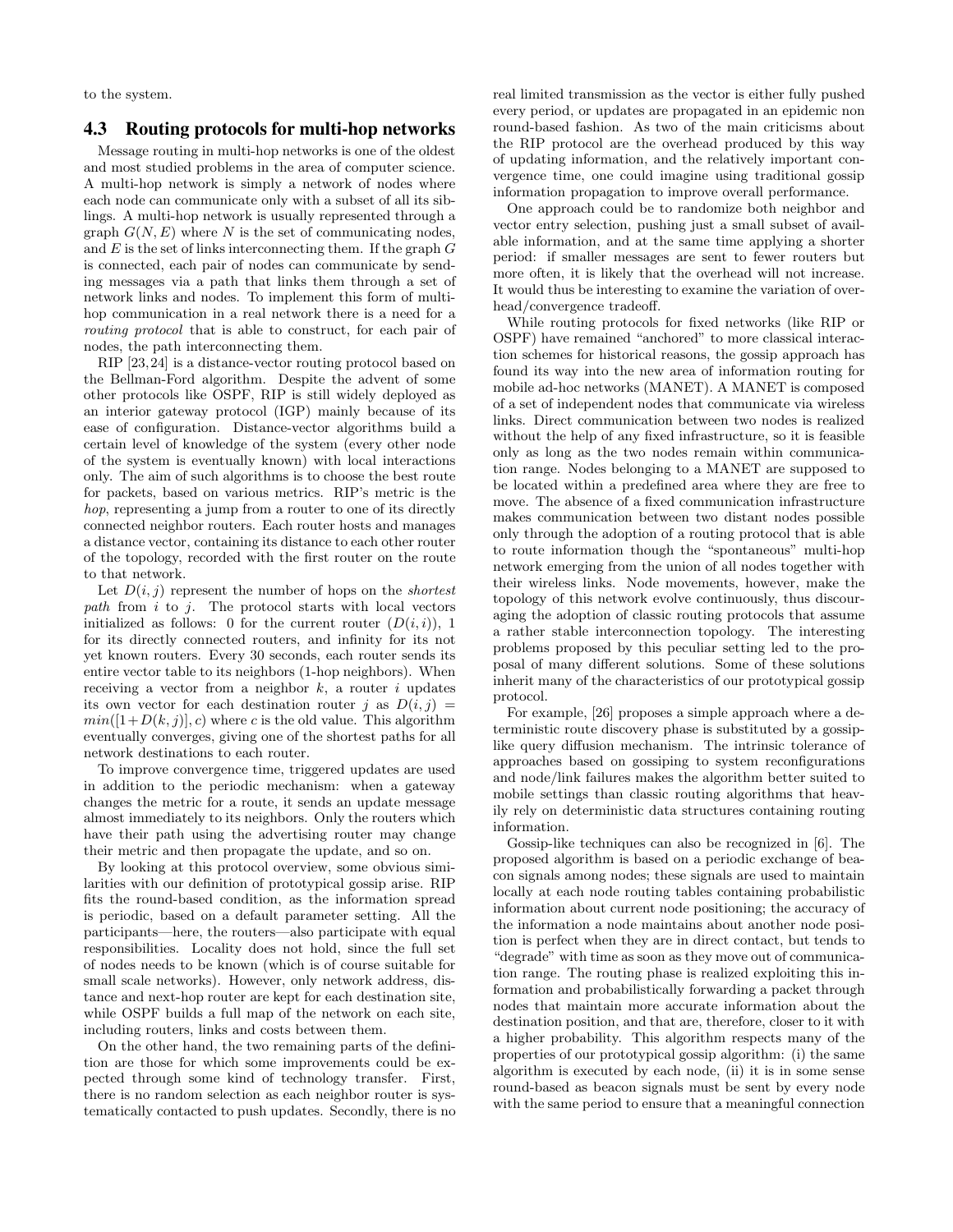to the system.

### 4.3 Routing protocols for multi-hop networks

Message routing in multi-hop networks is one of the oldest and most studied problems in the area of computer science. A multi-hop network is simply a network of nodes where each node can communicate only with a subset of all its siblings. A multi-hop network is usually represented through a graph $G(N, E)$ where $N$ is the set of communicating nodes, and $E$ is the set of links interconnecting them. If the graph $G$ is connected, each pair of nodes can communicate by sending messages via a path that links them through a set of network links and nodes. To implement this form of multi-hop communication in a real network there is a need for a *routing protocol* that is able to construct, for each pair of nodes, the path interconnecting them.

RIP [23,24] is a distance-vector routing protocol based on the Bellman-Ford algorithm. Despite the advent of some other protocols like OSPF, RIP is still widely deployed as an interior gateway protocol (IGP) mainly because of its ease of configuration. Distance-vector algorithms build a certain level of knowledge of the system (every other node of the system is eventually known) with local interactions only. The aim of such algorithms is to choose the best route for packets, based on various metrics. RIP's metric is the *hop*, representing a jump from a router to one of its directly connected neighbor routers. Each router hosts and manages a distance vector, containing its distance to each other router of the topology, recorded with the first router on the route to that network.

Let $D(i, j)$ represent the number of hops on the *shortest path* from $i$ to $j$. The protocol starts with local vectors initialized as follows: 0 for the current router ($D(i, i)$), 1 for its directly connected routers, and infinity for its not yet known routers. Every 30 seconds, each router sends its entire vector table to its neighbors (1-hop neighbors). When receiving a vector from a neighbor $k$, a router $i$ updates its own vector for each destination router $j$ as $D(i, j) = min([1 + D(k, j)], c)$ where $c$ is the old value. This algorithm eventually converges, giving one of the shortest paths for all network destinations to each router.

To improve convergence time, triggered updates are used in addition to the periodic mechanism: when a gateway changes the metric for a route, it sends an update message almost immediately to its neighbors. Only the routers which have their path using the advertising router may change their metric and then propagate the update, and so on.

By looking at this protocol overview, some obvious similarities with our definition of prototypical gossip arise. RIP fits the round-based condition, as the information spread is periodic, based on a default parameter setting. All the participants—here, the routers—also participate with equal responsibilities. Locality does not hold, since the full set of nodes needs to be known (which is of course suitable for small scale networks). However, only network address, distance and next-hop router are kept for each destination site, while OSPF builds a full map of the network on each site, including routers, links and costs between them.

On the other hand, the two remaining parts of the definition are those for which some improvements could be expected through some kind of technology transfer. First, there is no random selection as each neighbor router is systematically contacted to push updates. Secondly, there is no real limited transmission as the vector is either fully pushed every period, or updates are propagated in an epidemic non round-based fashion. As two of the main criticisms about the RIP protocol are the overhead produced by this way of updating information, and the relatively important convergence time, one could imagine using traditional gossip information propagation to improve overall performance.

One approach could be to randomize both neighbor and vector entry selection, pushing just a small subset of available information, and at the same time applying a shorter period: if smaller messages are sent to fewer routers but more often, it is likely that the overhead will not increase. It would thus be interesting to examine the variation of overhead/convergence tradeoff.

While routing protocols for fixed networks (like RIP or OSPF) have remained "anchored" to more classical interaction schemes for historical reasons, the gossip approach has found its way into the new area of information routing for mobile ad-hoc networks (MANET). A MANET is composed of a set of independent nodes that communicate via wireless links. Direct communication between two nodes is realized without the help of any fixed infrastructure, so it is feasible only as long as the two nodes remain within communication range. Nodes belonging to a MANET are supposed to be located within a predefined area where they are free to move. The absence of a fixed communication infrastructure makes communication between two distant nodes possible only through the adoption of a routing protocol that is able to route information though the "spontaneous" multi-hop network emerging from the union of all nodes together with their wireless links. Node movements, however, make the topology of this network evolve continuously, thus discouraging the adoption of classic routing protocols that assume a rather stable interconnection topology. The interesting problems proposed by this peculiar setting led to the proposal of many different solutions. Some of these solutions inherit many of the characteristics of our prototypical gossip protocol.

For example, [26] proposes a simple approach where a deterministic route discovery phase is substituted by a gossip-like query diffusion mechanism. The intrinsic tolerance of approaches based on gossiping to system reconfigurations and node/link failures makes the algorithm better suited to mobile settings than classic routing algorithms that heavily rely on deterministic data structures containing routing information.

Gossip-like techniques can also be recognized in [6]. The proposed algorithm is based on a periodic exchange of beacon signals among nodes; these signals are used to maintain locally at each node routing tables containing probabilistic information about current node positioning; the accuracy of the information a node maintains about another node position is perfect when they are in direct contact, but tends to "degrade" with time as soon as they move out of communication range. The routing phase is realized exploiting this information and probabilistically forwarding a packet through nodes that maintain more accurate information about the destination position, and that are, therefore, closer to it with a higher probability. This algorithm respects many of the properties of our prototypical gossip algorithm: (i) the same algorithm is executed by each node, (ii) it is in some sense round-based as beacon signals must be sent by every node with the same period to ensure that a meaningful connection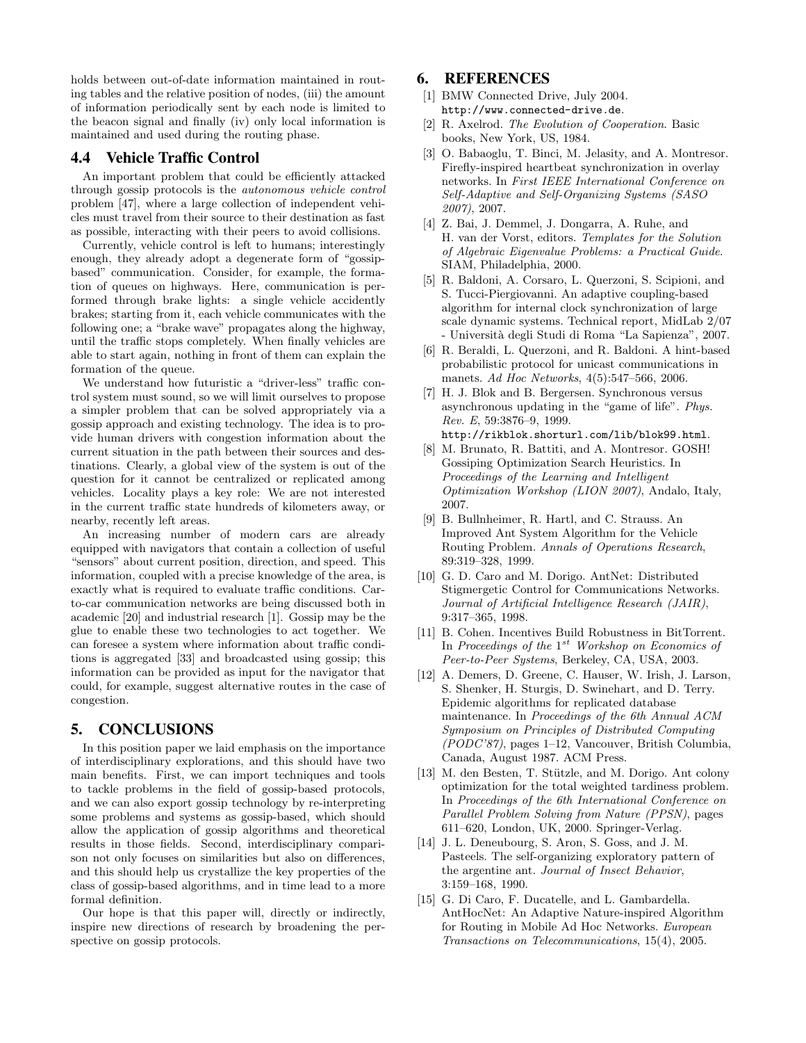holds between out-of-date information maintained in routing tables and the relative position of nodes, (iii) the amount of information periodically sent by each node is limited to the beacon signal and finally (iv) only local information is maintained and used during the routing phase.

### 4.4 Vehicle Traffic Control

An important problem that could be efficiently attacked through gossip protocols is the *autonomous vehicle control* problem [47], where a large collection of independent vehicles must travel from their source to their destination as fast as possible, interacting with their peers to avoid collisions.

Currently, vehicle control is left to humans; interestingly enough, they already adopt a degenerate form of "gossip-based" communication. Consider, for example, the formation of queues on highways. Here, communication is performed through brake lights: a single vehicle accidently brakes; starting from it, each vehicle communicates with the following one; a "brake wave" propagates along the highway, until the traffic stops completely. When finally vehicles are able to start again, nothing in front of them can explain the formation of the queue.

We understand how futuristic a "driver-less" traffic control system must sound, so we will limit ourselves to propose a simpler problem that can be solved appropriately via a gossip approach and existing technology. The idea is to provide human drivers with congestion information about the current situation in the path between their sources and destinations. Clearly, a global view of the system is out of the question for it cannot be centralized or replicated among vehicles. Locality plays a key role: We are not interested in the current traffic state hundreds of kilometers away, or nearby, recently left areas.

An increasing number of modern cars are already equipped with navigators that contain a collection of useful "sensors" about current position, direction, and speed. This information, coupled with a precise knowledge of the area, is exactly what is required to evaluate traffic conditions. Car-to-car communication networks are being discussed both in academic [20] and industrial research [1]. Gossip may be the glue to enable these two technologies to act together. We can foresee a system where information about traffic conditions is aggregated [33] and broadcasted using gossip; this information can be provided as input for the navigator that could, for example, suggest alternative routes in the case of congestion.

## 5. CONCLUSIONS

In this position paper we laid emphasis on the importance of interdisciplinary explorations, and this should have two main benefits. First, we can import techniques and tools to tackle problems in the field of gossip-based protocols, and we can also export gossip technology by re-interpreting some problems and systems as gossip-based, which should allow the application of gossip algorithms and theoretical results in those fields. Second, interdisciplinary comparison not only focuses on similarities but also on differences, and this should help us crystallize the key properties of the class of gossip-based algorithms, and in time lead to a more formal definition.

Our hope is that this paper will, directly or indirectly, inspire new directions of research by broadening the perspective on gossip protocols.

## 6. REFERENCES

[1] BMW Connected Drive, July 2004. http://www.connected-drive.de.

[2] R. Axelrod. *The Evolution of Cooperation*. Basic books, New York, US, 1984.

[3] O. Babaoglu, T. Binci, M. Jelasity, and A. Montresor. Firefly-inspired heartbeat synchronization in overlay networks. In *First IEEE International Conference on Self-Adaptive and Self-Organizing Systems (SASO 2007)*, 2007.

[4] Z. Bai, J. Demmel, J. Dongarra, A. Ruhe, and H. van der Vorst, editors. *Templates for the Solution of Algebraic Eigenvalue Problems: a Practical Guide*. SIAM, Philadelphia, 2000.

[5] R. Baldoni, A. Corsaro, L. Querzoni, S. Scipioni, and S. Tucci-Piergiovanni. An adaptive coupling-based algorithm for internal clock synchronization of large scale dynamic systems. Technical report, MidLab 2/07 - Università degli Studi di Roma "La Sapienza", 2007.

[6] R. Beraldi, L. Querzoni, and R. Baldoni. A hint-based probabilistic protocol for unicast communications in manets. *Ad Hoc Networks*, 4(5):547–566, 2006.

[7] H. J. Blok and B. Bergersen. Synchronous versus asynchronous updating in the "game of life". *Phys. Rev. E*, 59:3876–9, 1999. http://rikblok.shorturl.com/lib/blok99.html.

[8] M. Brunato, R. Battiti, and A. Montresor. GOSH! Gossiping Optimization Search Heuristics. In *Proceedings of the Learning and Intelligent Optimization Workshop (LION 2007)*, Andalo, Italy, 2007.

[9] B. Bullnheimer, R. Hartl, and C. Strauss. An Improved Ant System Algorithm for the Vehicle Routing Problem. *Annals of Operations Research*, 89:319–328, 1999.

[10] G. D. Caro and M. Dorigo. AntNet: Distributed Stigmergetic Control for Communications Networks. *Journal of Artificial Intelligence Research (JAIR)*, 9:317–365, 1998.

[11] B. Cohen. Incentives Build Robustness in BitTorrent. In *Proceedings of the 1st Workshop on Economics of Peer-to-Peer Systems*, Berkeley, CA, USA, 2003.

[12] A. Demers, D. Greene, C. Hauser, W. Irish, J. Larson, S. Shenker, H. Sturgis, D. Swinehart, and D. Terry. Epidemic algorithms for replicated database maintenance. In *Proceedings of the 6th Annual ACM Symposium on Principles of Distributed Computing (PODC'87)*, pages 1–12, Vancouver, British Columbia, Canada, August 1987. ACM Press.

[13] M. den Besten, T. Stützle, and M. Dorigo. Ant colony optimization for the total weighted tardiness problem. In *Proceedings of the 6th International Conference on Parallel Problem Solving from Nature (PPSN)*, pages 611–620, London, UK, 2000. Springer-Verlag.

[14] J. L. Deneubourg, S. Aron, S. Goss, and J. M. Pasteels. The self-organizing exploratory pattern of the argentine ant. *Journal of Insect Behavior*, 3:159–168, 1990.

[15] G. Di Caro, F. Ducatelle, and L. Gambardella. AntHocNet: An Adaptive Nature-inspired Algorithm for Routing in Mobile Ad Hoc Networks. *European Transactions on Telecommunications*, 15(4), 2005.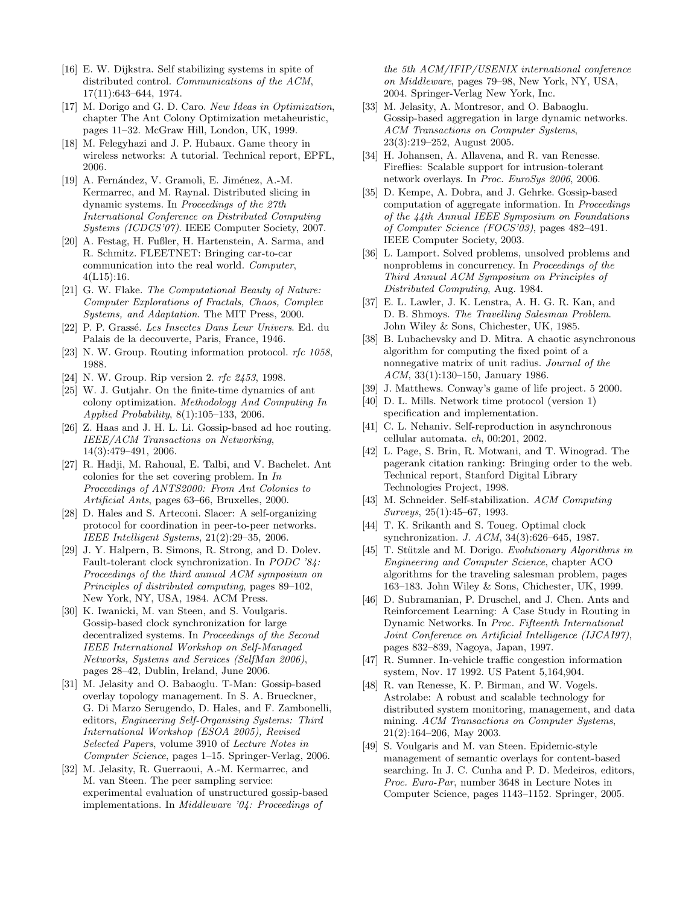[16] E. W. Dijkstra. Self stabilizing systems in spite of distributed control. *Communications of the ACM*, 17(11):643–644, 1974.

[17] M. Dorigo and G. D. Caro. *New Ideas in Optimization*, chapter The Ant Colony Optimization metaheuristic, pages 11–32. McGraw Hill, London, UK, 1999.

[18] M. Felegyhazi and J. P. Hubaux. Game theory in wireless networks: A tutorial. Technical report, EPFL, 2006.

[19] A. Fernández, V. Gramoli, E. Jiménez, A.-M. Kermarrec, and M. Raynal. Distributed slicing in dynamic systems. In *Proceedings of the 27th International Conference on Distributed Computing Systems (ICDCS'07)*. IEEE Computer Society, 2007.

[20] A. Festag, H. Fußler, H. Hartenstein, A. Sarma, and R. Schmitz. FLEETNET: Bringing car-to-car communication into the real world. *Computer*, 4(L15):16.

[21] G. W. Flake. *The Computational Beauty of Nature: Computer Explorations of Fractals, Chaos, Complex Systems, and Adaptation*. The MIT Press, 2000.

[22] P. P. Grassé. *Les Insectes Dans Leur Univers*. Ed. du Palais de la decouverte, Paris, France, 1946.

[23] N. W. Group. Routing information protocol. *rfc 1058*, 1988.

[24] N. W. Group. Rip version 2. *rfc 2453*, 1998.

[25] W. J. Gutjahr. On the finite-time dynamics of ant colony optimization. *Methodology And Computing In Applied Probability*, 8(1):105–133, 2006.

[26] Z. Haas and J. H. L. Li. Gossip-based ad hoc routing. *IEEE/ACM Transactions on Networking*, 14(3):479–491, 2006.

[27] R. Hadji, M. Rahoual, E. Talbi, and V. Bachelet. Ant colonies for the set covering problem. In *In Proceedings of ANTS2000: From Ant Colonies to Artificial Ants*, pages 63–66, Bruxelles, 2000.

[28] D. Hales and S. Arteconi. Slacer: A self-organizing protocol for coordination in peer-to-peer networks. *IEEE Intelligent Systems*, 21(2):29–35, 2006.

[29] J. Y. Halpern, B. Simons, R. Strong, and D. Dolev. Fault-tolerant clock synchronization. In *PODC '84: Proceedings of the third annual ACM symposium on Principles of distributed computing*, pages 89–102, New York, NY, USA, 1984. ACM Press.

[30] K. Iwanicki, M. van Steen, and S. Voulgaris. Gossip-based clock synchronization for large decentralized systems. In *Proceedings of the Second IEEE International Workshop on Self-Managed Networks, Systems and Services (SelfMan 2006)*, pages 28–42, Dublin, Ireland, June 2006.

[31] M. Jelasity and O. Babaoglu. T-Man: Gossip-based overlay topology management. In S. A. Brueckner, G. Di Marzo Serugendo, D. Hales, and F. Zambonelli, editors, *Engineering Self-Organising Systems: Third International Workshop (ESOA 2005), Revised Selected Papers*, volume 3910 of *Lecture Notes in Computer Science*, pages 1–15. Springer-Verlag, 2006.

[32] M. Jelasity, R. Guerraoui, A.-M. Kermarrec, and M. van Steen. The peer sampling service: experimental evaluation of unstructured gossip-based implementations. In *Middleware '04: Proceedings of the 5th ACM/IFIP/USENIX international conference on Middleware*, pages 79–98, New York, NY, USA, 2004. Springer-Verlag New York, Inc.

[33] M. Jelasity, A. Montresor, and O. Babaoglu. Gossip-based aggregation in large dynamic networks. *ACM Transactions on Computer Systems*, 23(3):219–252, August 2005.

[34] H. Johansen, A. Allavena, and R. van Renesse. Fireflies: Scalable support for intrusion-tolerant network overlays. In *Proc. EuroSys 2006*, 2006.

[35] D. Kempe, A. Dobra, and J. Gehrke. Gossip-based computation of aggregate information. In *Proceedings of the 44th Annual IEEE Symposium on Foundations of Computer Science (FOCS'03)*, pages 482–491. IEEE Computer Society, 2003.

[36] L. Lamport. Solved problems, unsolved problems and nonproblems in concurrency. In *Proceedings of the Third Annual ACM Symposium on Principles of Distributed Computing*, Aug. 1984.

[37] E. L. Lawler, J. K. Lenstra, A. H. G. R. Kan, and D. B. Shmoys. *The Travelling Salesman Problem*. John Wiley & Sons, Chichester, UK, 1985.

[38] B. Lubachevsky and D. Mitra. A chaotic asynchronous algorithm for computing the fixed point of a nonnegative matrix of unit radius. *Journal of the ACM*, 33(1):130–150, January 1986.

[39] J. Matthews. Conway's game of life project. 5 2000.

[40] D. L. Mills. Network time protocol (version 1) specification and implementation.

[41] C. L. Nehaniv. Self-reproduction in asynchronous cellular automata. *eh*, 00:201, 2002.

[42] L. Page, S. Brin, R. Motwani, and T. Winograd. The pagerank citation ranking: Bringing order to the web. Technical report, Stanford Digital Library Technologies Project, 1998.

[43] M. Schneider. Self-stabilization. *ACM Computing Surveys*, 25(1):45–67, 1993.

[44] T. K. Srikanth and S. Toueg. Optimal clock synchronization. *J. ACM*, 34(3):626–645, 1987.

[45] T. Stützle and M. Dorigo. *Evolutionary Algorithms in Engineering and Computer Science*, chapter ACO algorithms for the traveling salesman problem, pages 163–183. John Wiley & Sons, Chichester, UK, 1999.

[46] D. Subramanian, P. Druschel, and J. Chen. Ants and Reinforcement Learning: A Case Study in Routing in Dynamic Networks. In *Proc. Fifteenth International Joint Conference on Artificial Intelligence (IJCAI97)*, pages 832–839, Nagoya, Japan, 1997.

[47] R. Sumner. In-vehicle traffic congestion information system, Nov. 17 1992. US Patent 5,164,904.

[48] R. van Renesse, K. P. Birman, and W. Vogels. Astrolabe: A robust and scalable technology for distributed system monitoring, management, and data mining. *ACM Transactions on Computer Systems*, 21(2):164–206, May 2003.

[49] S. Voulgaris and M. van Steen. Epidemic-style management of semantic overlays for content-based searching. In J. C. Cunha and P. D. Medeiros, editors, *Proc. Euro-Par*, number 3648 in Lecture Notes in Computer Science, pages 1143–1152. Springer, 2005.